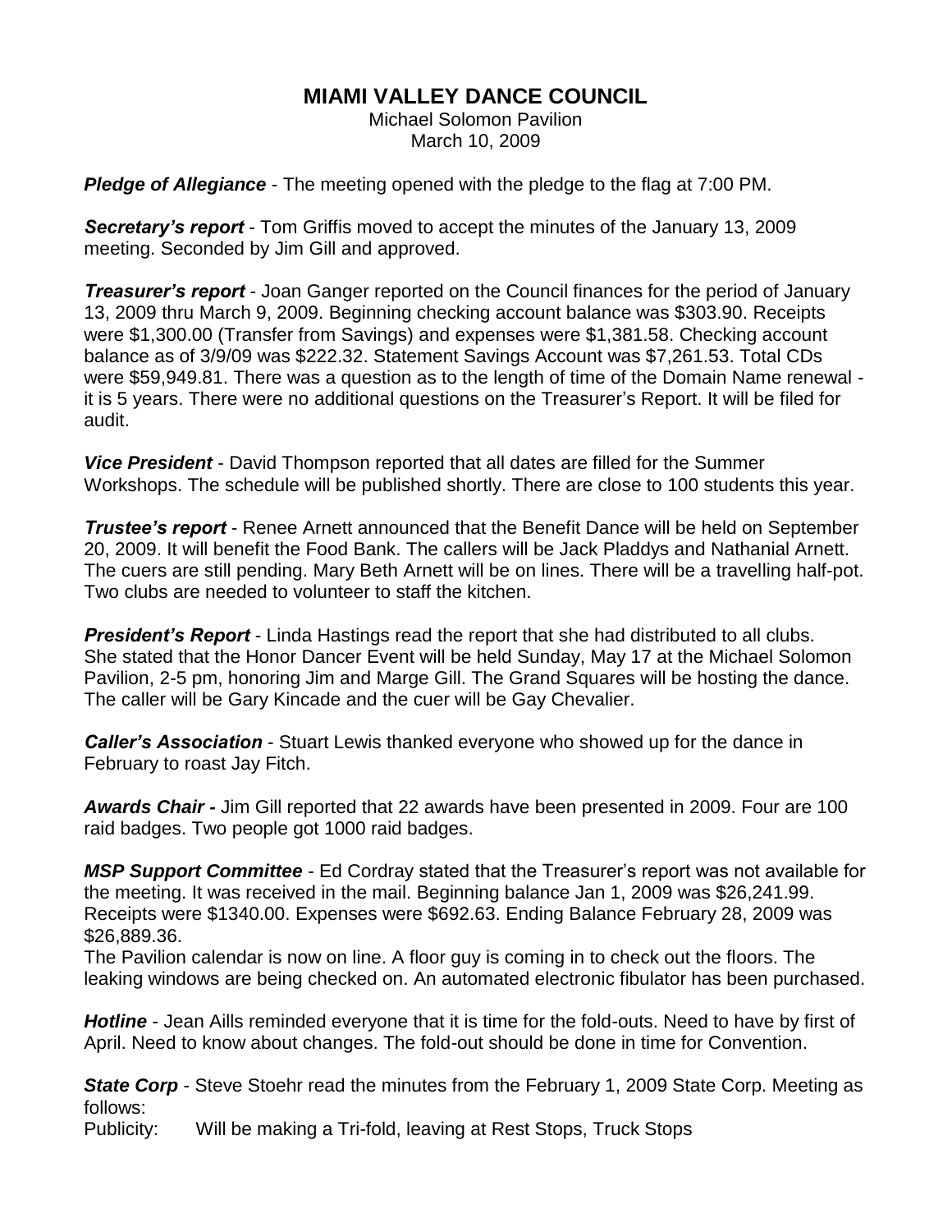# MIAMI VALLEY DANCE COUNCIL

Michael Solomon Pavilion
March 10, 2009

***Pledge of Allegiance*** - The meeting opened with the pledge to the flag at 7:00 PM.

***Secretary's report*** - Tom Griffis moved to accept the minutes of the January 13, 2009 meeting. Seconded by Jim Gill and approved.

***Treasurer's report*** - Joan Ganger reported on the Council finances for the period of January 13, 2009 thru March 9, 2009. Beginning checking account balance was $303.90. Receipts were $1,300.00 (Transfer from Savings) and expenses were $1,381.58. Checking account balance as of 3/9/09 was $222.32. Statement Savings Account was $7,261.53. Total CDs were $59,949.81. There was a question as to the length of time of the Domain Name renewal - it is 5 years. There were no additional questions on the Treasurer's Report. It will be filed for audit.

***Vice President*** - David Thompson reported that all dates are filled for the Summer Workshops. The schedule will be published shortly. There are close to 100 students this year.

***Trustee's report*** - Renee Arnett announced that the Benefit Dance will be held on September 20, 2009. It will benefit the Food Bank. The callers will be Jack Pladdys and Nathanial Arnett. The cuers are still pending. Mary Beth Arnett will be on lines. There will be a travelling half-pot. Two clubs are needed to volunteer to staff the kitchen.

***President's Report*** - Linda Hastings read the report that she had distributed to all clubs. She stated that the Honor Dancer Event will be held Sunday, May 17 at the Michael Solomon Pavilion, 2-5 pm, honoring Jim and Marge Gill. The Grand Squares will be hosting the dance. The caller will be Gary Kincade and the cuer will be Gay Chevalier.

***Caller's Association*** - Stuart Lewis thanked everyone who showed up for the dance in February to roast Jay Fitch.

***Awards Chair -*** Jim Gill reported that 22 awards have been presented in 2009. Four are 100 raid badges. Two people got 1000 raid badges.

***MSP Support Committee*** - Ed Cordray stated that the Treasurer's report was not available for the meeting. It was received in the mail. Beginning balance Jan 1, 2009 was $26,241.99. Receipts were $1340.00. Expenses were $692.63. Ending Balance February 28, 2009 was $26,889.36.
The Pavilion calendar is now on line. A floor guy is coming in to check out the floors. The leaking windows are being checked on. An automated electronic fibulator has been purchased.

***Hotline*** - Jean Aills reminded everyone that it is time for the fold-outs. Need to have by first of April. Need to know about changes. The fold-out should be done in time for Convention.

***State Corp*** - Steve Stoehr read the minutes from the February 1, 2009 State Corp. Meeting as follows:
Publicity: Will be making a Tri-fold, leaving at Rest Stops, Truck Stops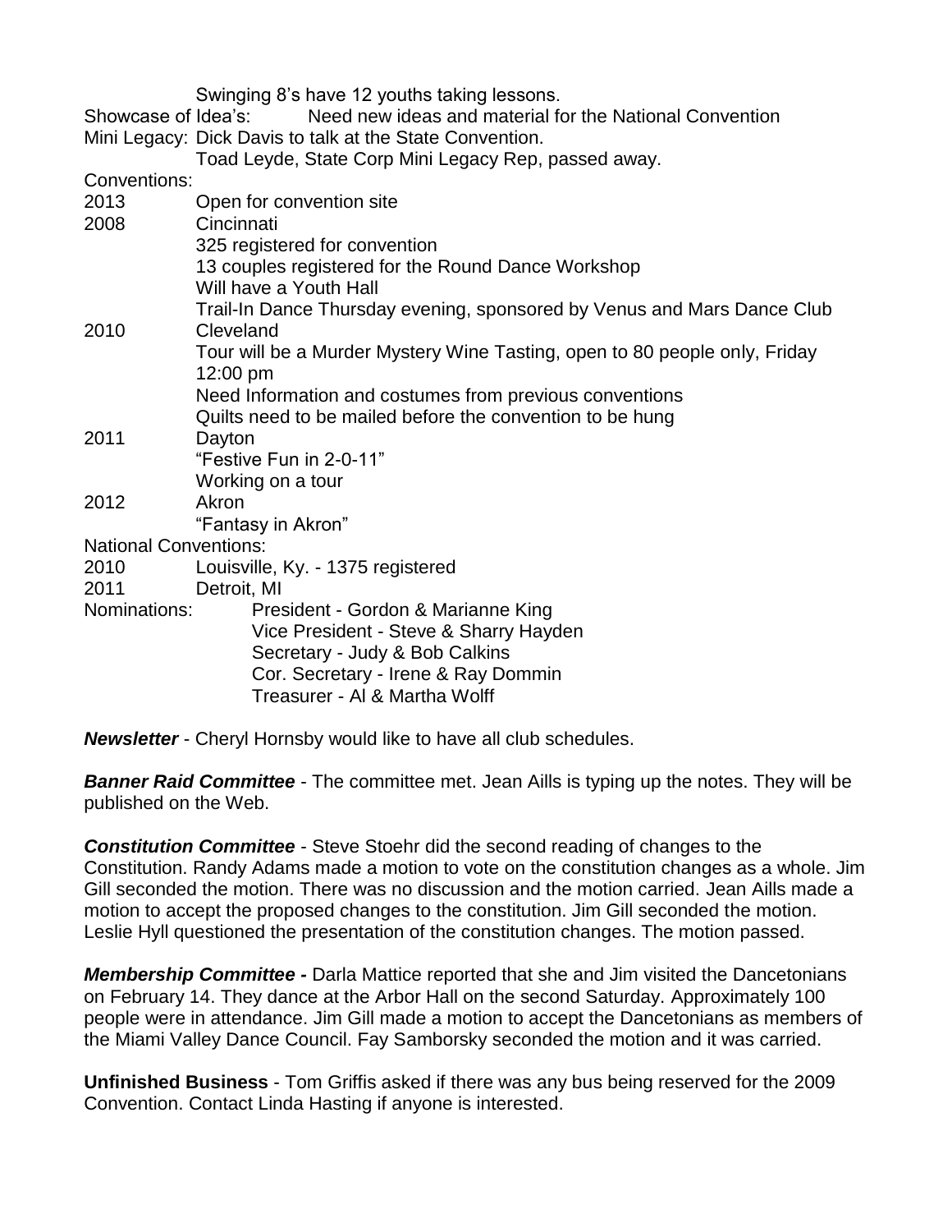Swinging 8's have 12 youths taking lessons.

Showcase of Idea's: Need new ideas and material for the National Convention

Mini Legacy: Dick Davis to talk at the State Convention.
Toad Leyde, State Corp Mini Legacy Rep, passed away.

Conventions:

2013 Open for convention site

2008 Cincinnati
325 registered for convention
13 couples registered for the Round Dance Workshop
Will have a Youth Hall
Trail-In Dance Thursday evening, sponsored by Venus and Mars Dance Club

2010 Cleveland
Tour will be a Murder Mystery Wine Tasting, open to 80 people only, Friday 12:00 pm
Need Information and costumes from previous conventions
Quilts need to be mailed before the convention to be hung

2011 Dayton
"Festive Fun in 2-0-11"
Working on a tour

2012 Akron
"Fantasy in Akron"

National Conventions:

2010 Louisville, Ky. - 1375 registered

2011 Detroit, MI

Nominations:
President - Gordon & Marianne King
Vice President - Steve & Sharry Hayden
Secretary - Judy & Bob Calkins
Cor. Secretary - Irene & Ray Dommin
Treasurer - Al & Martha Wolff

***Newsletter*** - Cheryl Hornsby would like to have all club schedules.

***Banner Raid Committee*** - The committee met. Jean Aills is typing up the notes. They will be published on the Web.

***Constitution Committee*** - Steve Stoehr did the second reading of changes to the Constitution. Randy Adams made a motion to vote on the constitution changes as a whole. Jim Gill seconded the motion. There was no discussion and the motion carried. Jean Aills made a motion to accept the proposed changes to the constitution. Jim Gill seconded the motion. Leslie Hyll questioned the presentation of the constitution changes. The motion passed.

***Membership Committee -*** Darla Mattice reported that she and Jim visited the Dancetonians on February 14. They dance at the Arbor Hall on the second Saturday. Approximately 100 people were in attendance. Jim Gill made a motion to accept the Dancetonians as members of the Miami Valley Dance Council. Fay Samborsky seconded the motion and it was carried.

**Unfinished Business** - Tom Griffis asked if there was any bus being reserved for the 2009 Convention. Contact Linda Hasting if anyone is interested.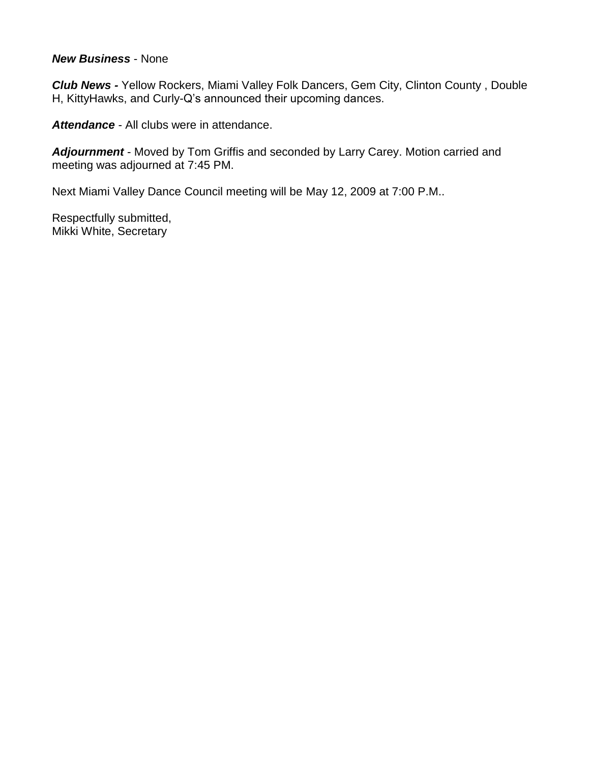***New Business*** - None

***Club News -*** Yellow Rockers, Miami Valley Folk Dancers, Gem City, Clinton County , Double H, KittyHawks, and Curly-Q's announced their upcoming dances.

***Attendance*** - All clubs were in attendance.

***Adjournment*** - Moved by Tom Griffis and seconded by Larry Carey. Motion carried and meeting was adjourned at 7:45 PM.

Next Miami Valley Dance Council meeting will be May 12, 2009 at 7:00 P.M..

Respectfully submitted,
Mikki White, Secretary